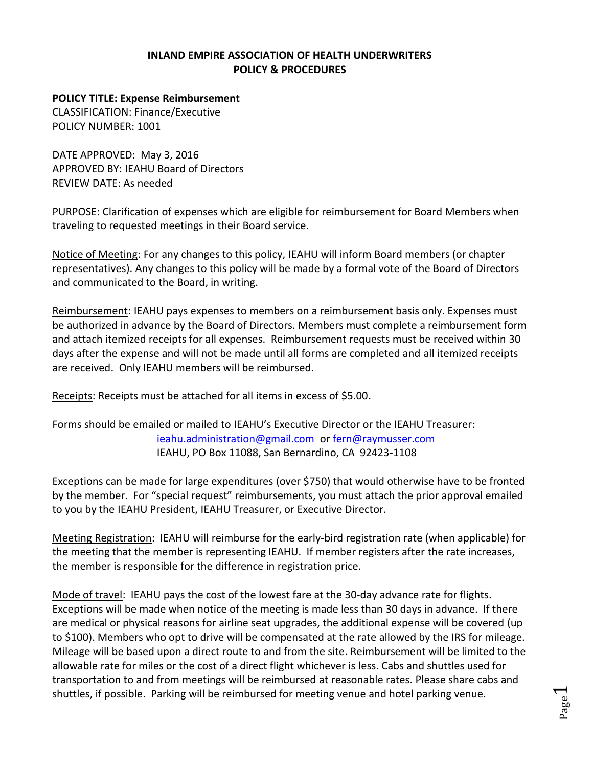**INLAND EMPIRE ASSOCIATION OF HEALTH UNDERWRITERS**
**POLICY & PROCEDURES**

**POLICY TITLE: Expense Reimbursement**
CLASSIFICATION: Finance/Executive
POLICY NUMBER: 1001

DATE APPROVED: May 3, 2016
APPROVED BY: IEAHU Board of Directors
REVIEW DATE: As needed

PURPOSE: Clarification of expenses which are eligible for reimbursement for Board Members when traveling to requested meetings in their Board service.

<u>Notice of Meeting</u>: For any changes to this policy, IEAHU will inform Board members (or chapter representatives). Any changes to this policy will be made by a formal vote of the Board of Directors and communicated to the Board, in writing.

<u>Reimbursement</u>: IEAHU pays expenses to members on a reimbursement basis only. Expenses must be authorized in advance by the Board of Directors. Members must complete a reimbursement form and attach itemized receipts for all expenses. Reimbursement requests must be received within 30 days after the expense and will not be made until all forms are completed and all itemized receipts are received. Only IEAHU members will be reimbursed.

<u>Receipts</u>: Receipts must be attached for all items in excess of $5.00.

Forms should be emailed or mailed to IEAHU's Executive Director or the IEAHU Treasurer:
ieahu.administration@gmail.com or fern@raymusser.com
IEAHU, PO Box 11088, San Bernardino, CA 92423-1108

Exceptions can be made for large expenditures (over $750) that would otherwise have to be fronted by the member. For "special request" reimbursements, you must attach the prior approval emailed to you by the IEAHU President, IEAHU Treasurer, or Executive Director.

<u>Meeting Registration</u>: IEAHU will reimburse for the early-bird registration rate (when applicable) for the meeting that the member is representing IEAHU. If member registers after the rate increases, the member is responsible for the difference in registration price.

<u>Mode of travel</u>: IEAHU pays the cost of the lowest fare at the 30-day advance rate for flights. Exceptions will be made when notice of the meeting is made less than 30 days in advance. If there are medical or physical reasons for airline seat upgrades, the additional expense will be covered (up to $100). Members who opt to drive will be compensated at the rate allowed by the IRS for mileage. Mileage will be based upon a direct route to and from the site. Reimbursement will be limited to the allowable rate for miles or the cost of a direct flight whichever is less. Cabs and shuttles used for transportation to and from meetings will be reimbursed at reasonable rates. Please share cabs and shuttles, if possible. Parking will be reimbursed for meeting venue and hotel parking venue.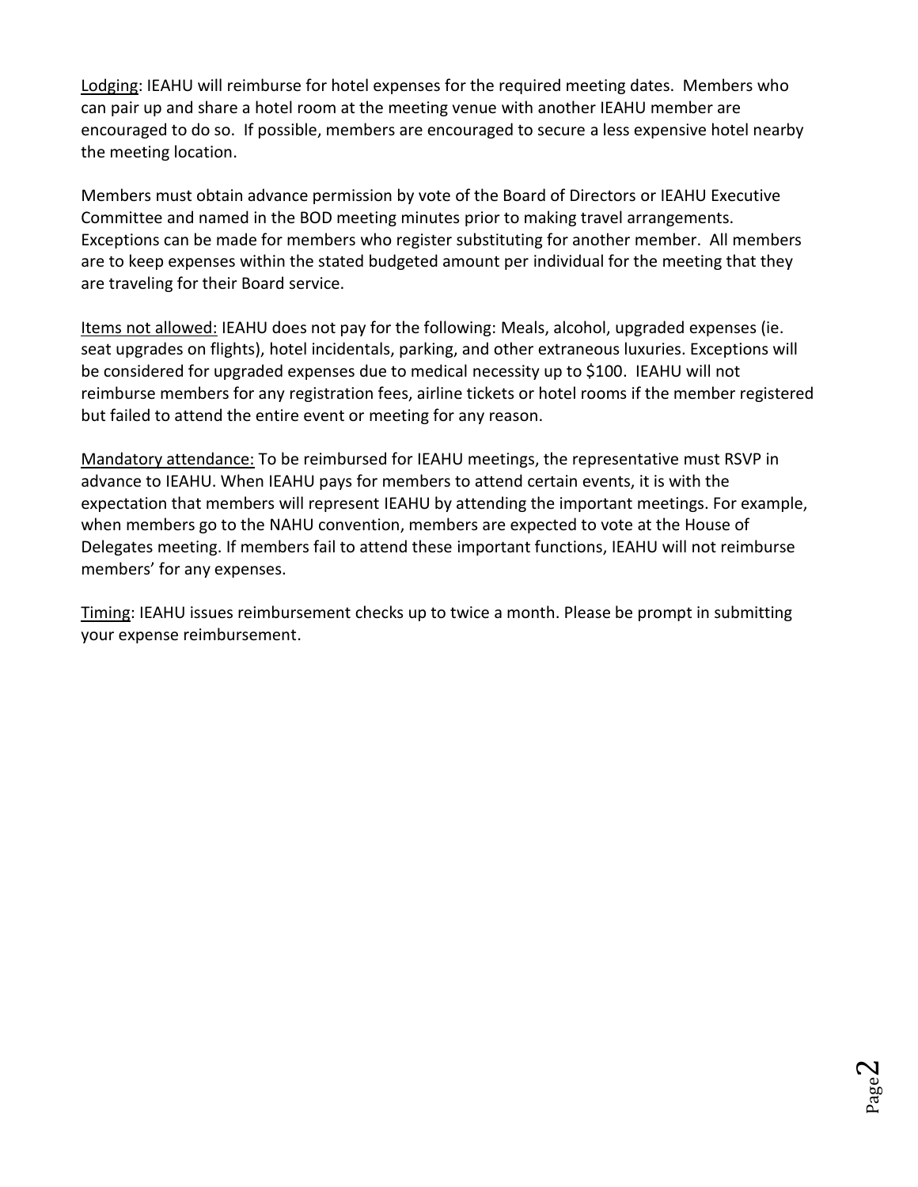Lodging: IEAHU will reimburse for hotel expenses for the required meeting dates. Members who can pair up and share a hotel room at the meeting venue with another IEAHU member are encouraged to do so. If possible, members are encouraged to secure a less expensive hotel nearby the meeting location.

Members must obtain advance permission by vote of the Board of Directors or IEAHU Executive Committee and named in the BOD meeting minutes prior to making travel arrangements. Exceptions can be made for members who register substituting for another member. All members are to keep expenses within the stated budgeted amount per individual for the meeting that they are traveling for their Board service.

Items not allowed: IEAHU does not pay for the following: Meals, alcohol, upgraded expenses (ie. seat upgrades on flights), hotel incidentals, parking, and other extraneous luxuries. Exceptions will be considered for upgraded expenses due to medical necessity up to $100. IEAHU will not reimburse members for any registration fees, airline tickets or hotel rooms if the member registered but failed to attend the entire event or meeting for any reason.

Mandatory attendance: To be reimbursed for IEAHU meetings, the representative must RSVP in advance to IEAHU. When IEAHU pays for members to attend certain events, it is with the expectation that members will represent IEAHU by attending the important meetings. For example, when members go to the NAHU convention, members are expected to vote at the House of Delegates meeting. If members fail to attend these important functions, IEAHU will not reimburse members' for any expenses.

Timing: IEAHU issues reimbursement checks up to twice a month. Please be prompt in submitting your expense reimbursement.